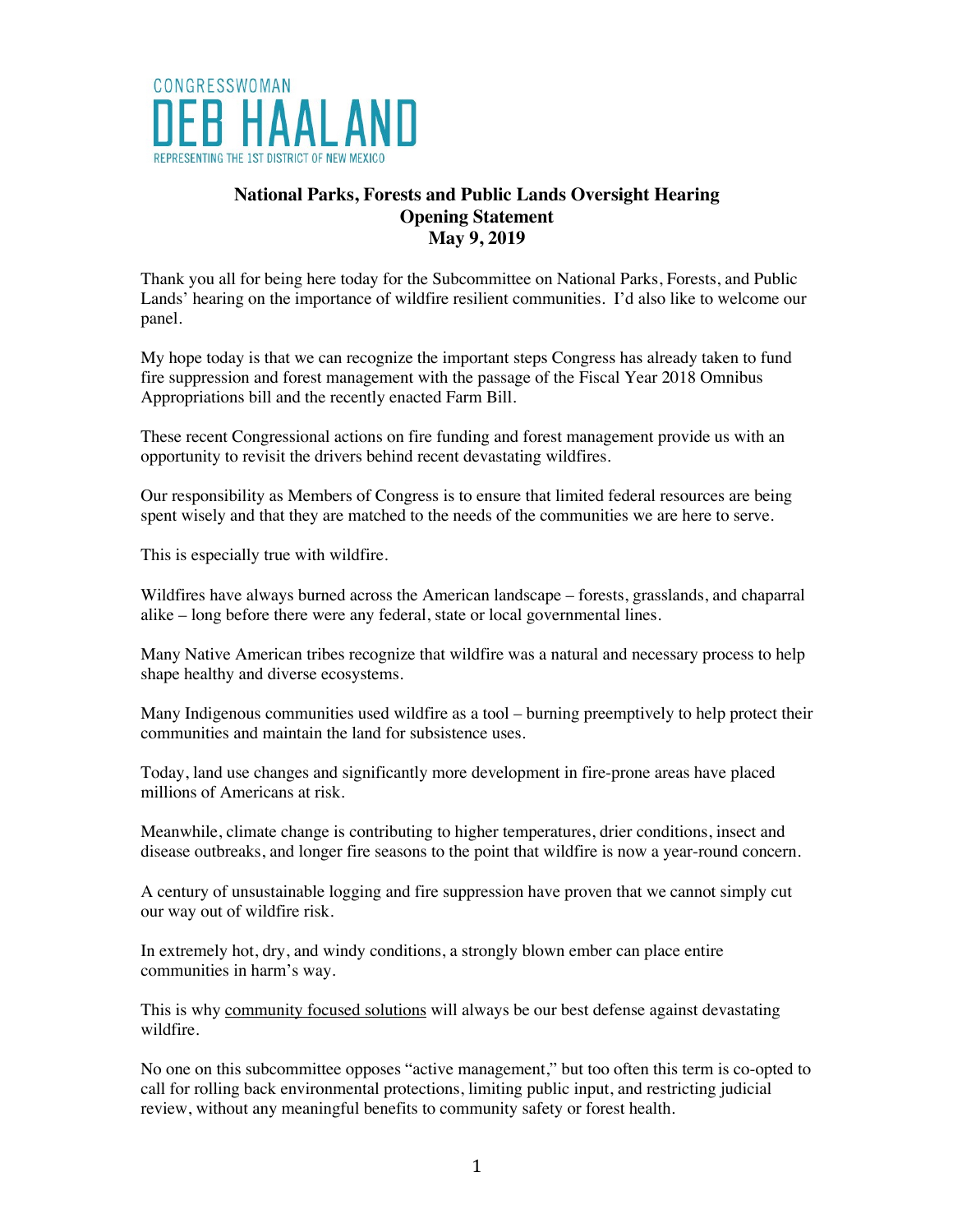CONGRESSWOMAN
DEB HAALAND
REPRESENTING THE 1ST DISTRICT OF NEW MEXICO

**National Parks, Forests and Public Lands Oversight Hearing**
**Opening Statement**
**May 9, 2019**

Thank you all for being here today for the Subcommittee on National Parks, Forests, and Public Lands' hearing on the importance of wildfire resilient communities. I'd also like to welcome our panel.

My hope today is that we can recognize the important steps Congress has already taken to fund fire suppression and forest management with the passage of the Fiscal Year 2018 Omnibus Appropriations bill and the recently enacted Farm Bill.

These recent Congressional actions on fire funding and forest management provide us with an opportunity to revisit the drivers behind recent devastating wildfires.

Our responsibility as Members of Congress is to ensure that limited federal resources are being spent wisely and that they are matched to the needs of the communities we are here to serve.

This is especially true with wildfire.

Wildfires have always burned across the American landscape – forests, grasslands, and chaparral alike – long before there were any federal, state or local governmental lines.

Many Native American tribes recognize that wildfire was a natural and necessary process to help shape healthy and diverse ecosystems.

Many Indigenous communities used wildfire as a tool – burning preemptively to help protect their communities and maintain the land for subsistence uses.

Today, land use changes and significantly more development in fire-prone areas have placed millions of Americans at risk.

Meanwhile, climate change is contributing to higher temperatures, drier conditions, insect and disease outbreaks, and longer fire seasons to the point that wildfire is now a year-round concern.

A century of unsustainable logging and fire suppression have proven that we cannot simply cut our way out of wildfire risk.

In extremely hot, dry, and windy conditions, a strongly blown ember can place entire communities in harm's way.

This is why <u>community focused solutions</u> will always be our best defense against devastating wildfire.

No one on this subcommittee opposes "active management," but too often this term is co-opted to call for rolling back environmental protections, limiting public input, and restricting judicial review, without any meaningful benefits to community safety or forest health.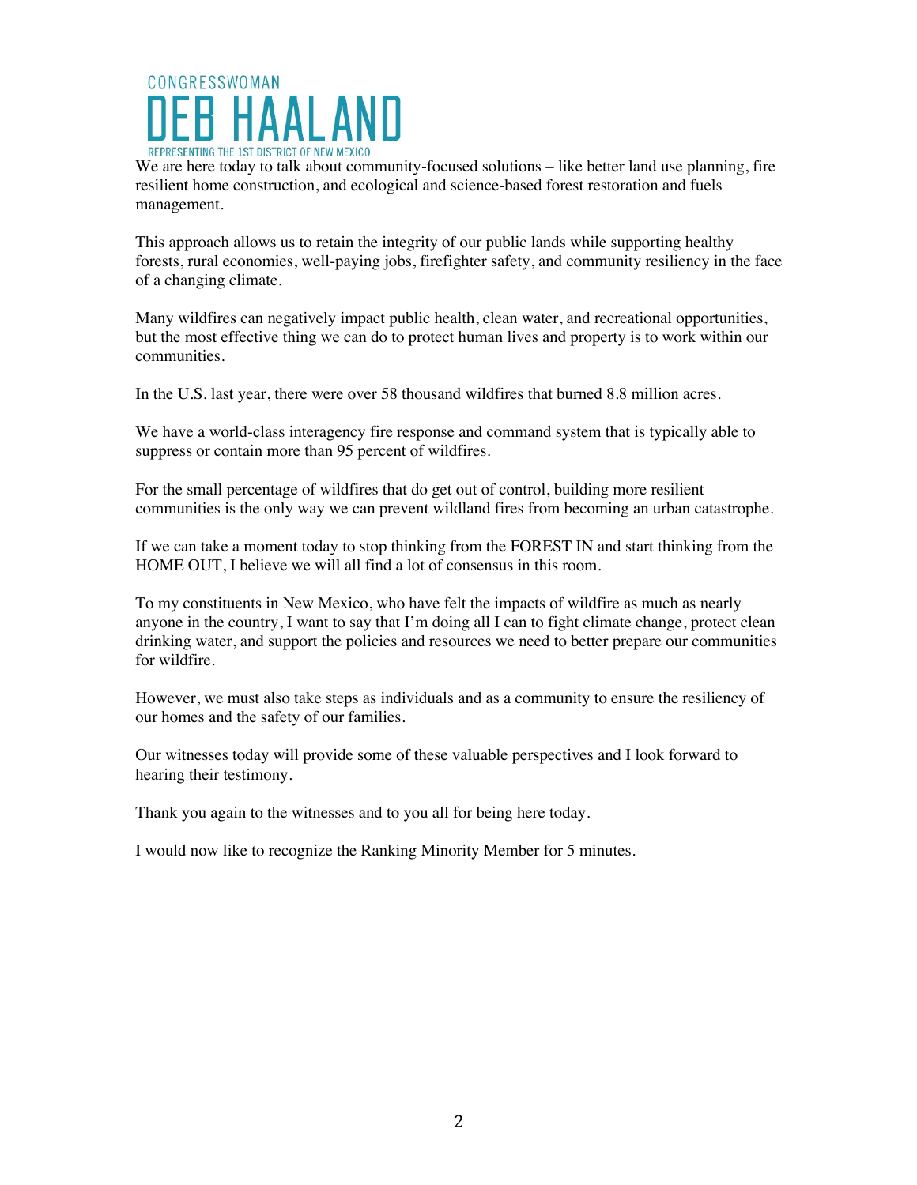CONGRESSWOMAN

DEB HAALAND

REPRESENTING THE 1ST DISTRICT OF NEW MEXICO

We are here today to talk about community-focused solutions – like better land use planning, fire resilient home construction, and ecological and science-based forest restoration and fuels management.

This approach allows us to retain the integrity of our public lands while supporting healthy forests, rural economies, well-paying jobs, firefighter safety, and community resiliency in the face of a changing climate.

Many wildfires can negatively impact public health, clean water, and recreational opportunities, but the most effective thing we can do to protect human lives and property is to work within our communities.

In the U.S. last year, there were over 58 thousand wildfires that burned 8.8 million acres.

We have a world-class interagency fire response and command system that is typically able to suppress or contain more than 95 percent of wildfires.

For the small percentage of wildfires that do get out of control, building more resilient communities is the only way we can prevent wildland fires from becoming an urban catastrophe.

If we can take a moment today to stop thinking from the FOREST IN and start thinking from the HOME OUT, I believe we will all find a lot of consensus in this room.

To my constituents in New Mexico, who have felt the impacts of wildfire as much as nearly anyone in the country, I want to say that I'm doing all I can to fight climate change, protect clean drinking water, and support the policies and resources we need to better prepare our communities for wildfire.

However, we must also take steps as individuals and as a community to ensure the resiliency of our homes and the safety of our families.

Our witnesses today will provide some of these valuable perspectives and I look forward to hearing their testimony.

Thank you again to the witnesses and to you all for being here today.

I would now like to recognize the Ranking Minority Member for 5 minutes.